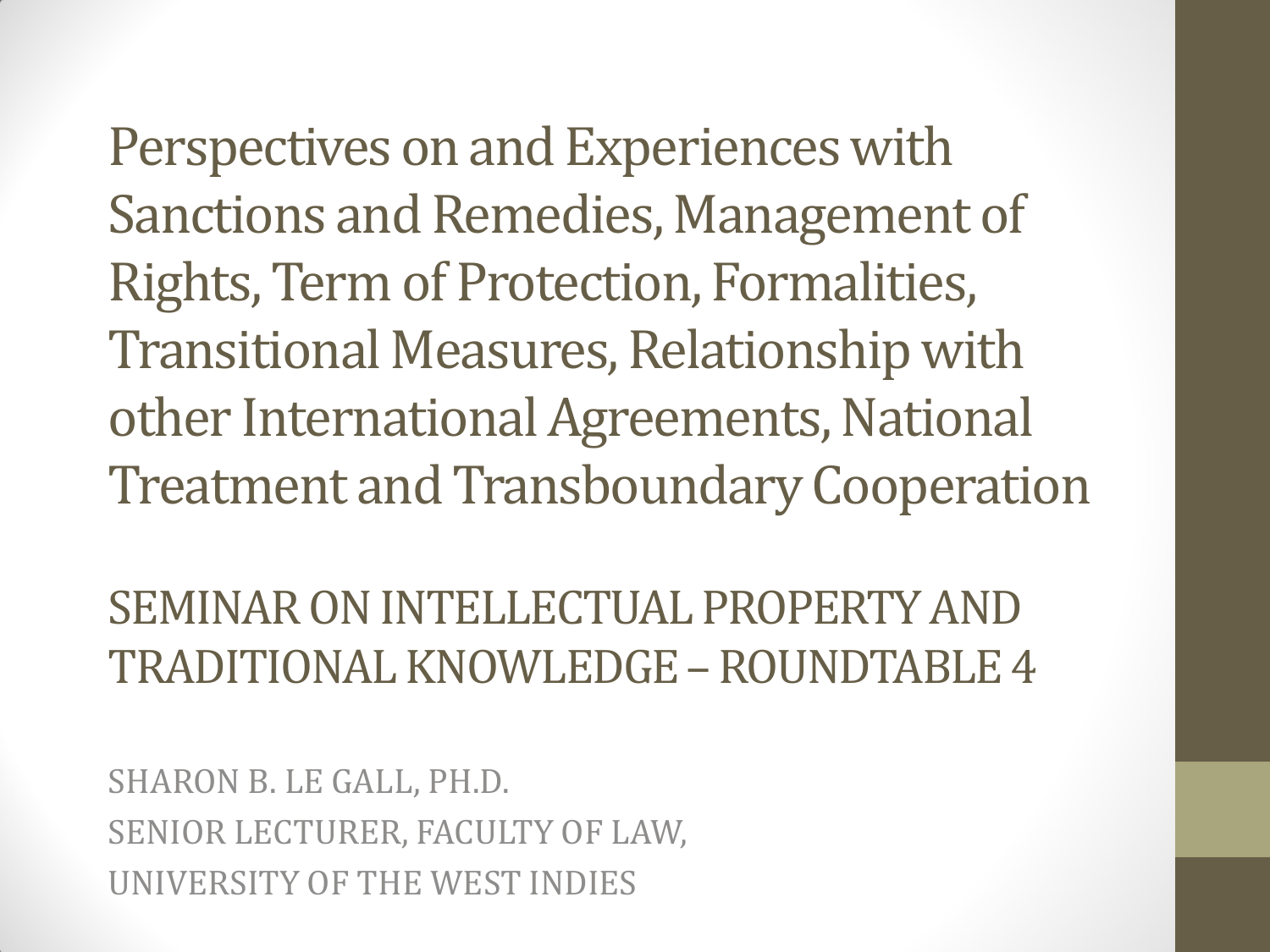# Perspectives on and Experiences with Sanctions and Remedies, Management of Rights, Term of Protection, Formalities, Transitional Measures, Relationship with other International Agreements, National Treatment and Transboundary Cooperation

## SEMINAR ON INTELLECTUAL PROPERTY AND TRADITIONAL KNOWLEDGE – ROUNDTABLE 4

SHARON B. LE GALL, PH.D.
SENIOR LECTURER, FACULTY OF LAW,
UNIVERSITY OF THE WEST INDIES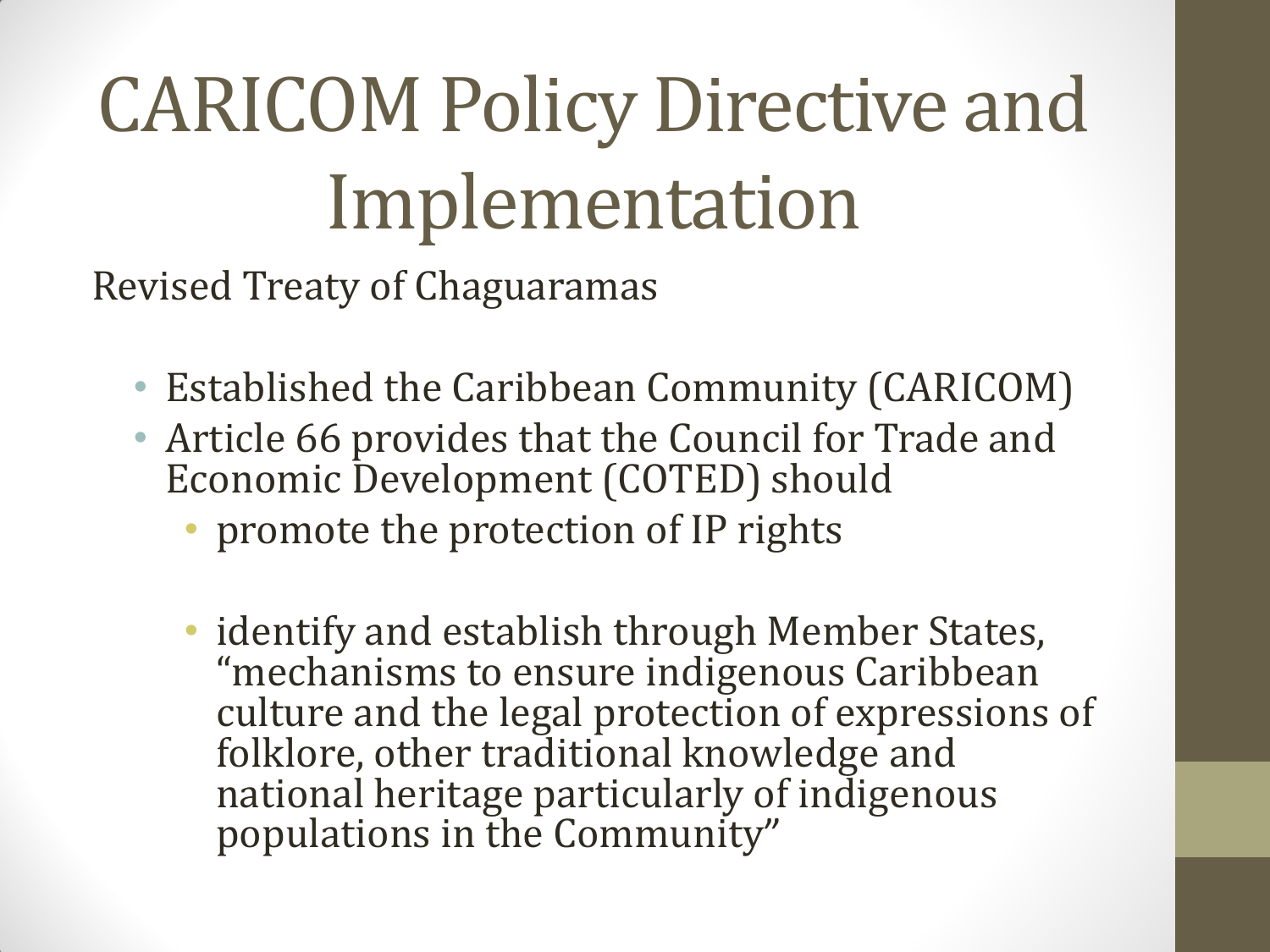# CARICOM Policy Directive and Implementation

Revised Treaty of Chaguaramas

- Established the Caribbean Community (CARICOM)
- Article 66 provides that the Council for Trade and Economic Development (COTED) should
  - promote the protection of IP rights
  - identify and establish through Member States, "mechanisms to ensure indigenous Caribbean culture and the legal protection of expressions of folklore, other traditional knowledge and national heritage particularly of indigenous populations in the Community"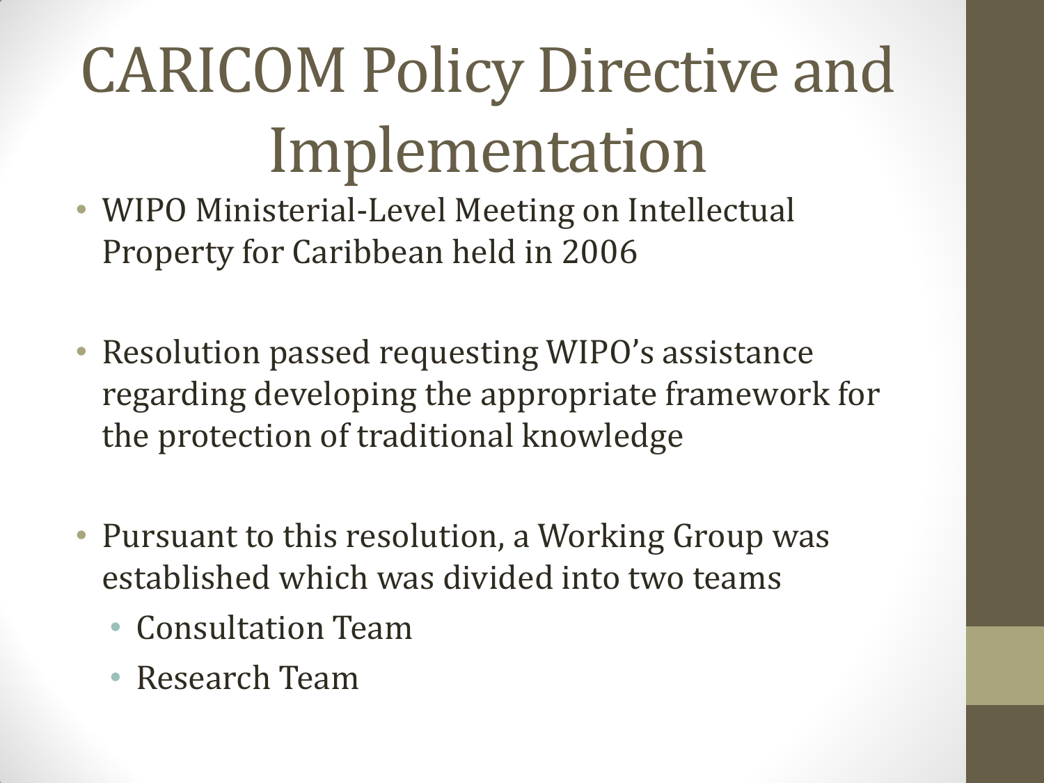# CARICOM Policy Directive and Implementation

- WIPO Ministerial-Level Meeting on Intellectual Property for Caribbean held in 2006
- Resolution passed requesting WIPO's assistance regarding developing the appropriate framework for the protection of traditional knowledge
- Pursuant to this resolution, a Working Group was established which was divided into two teams
  - Consultation Team
  - Research Team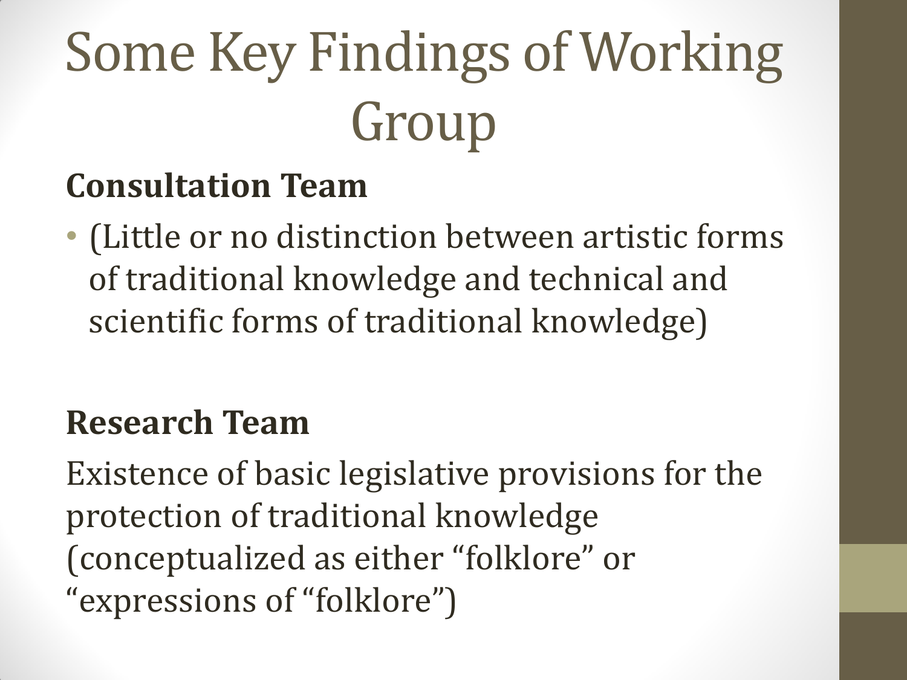# Some Key Findings of Working Group

**Consultation Team**

- (Little or no distinction between artistic forms of traditional knowledge and technical and scientific forms of traditional knowledge)

**Research Team**

Existence of basic legislative provisions for the protection of traditional knowledge (conceptualized as either “folklore” or “expressions of “folklore”)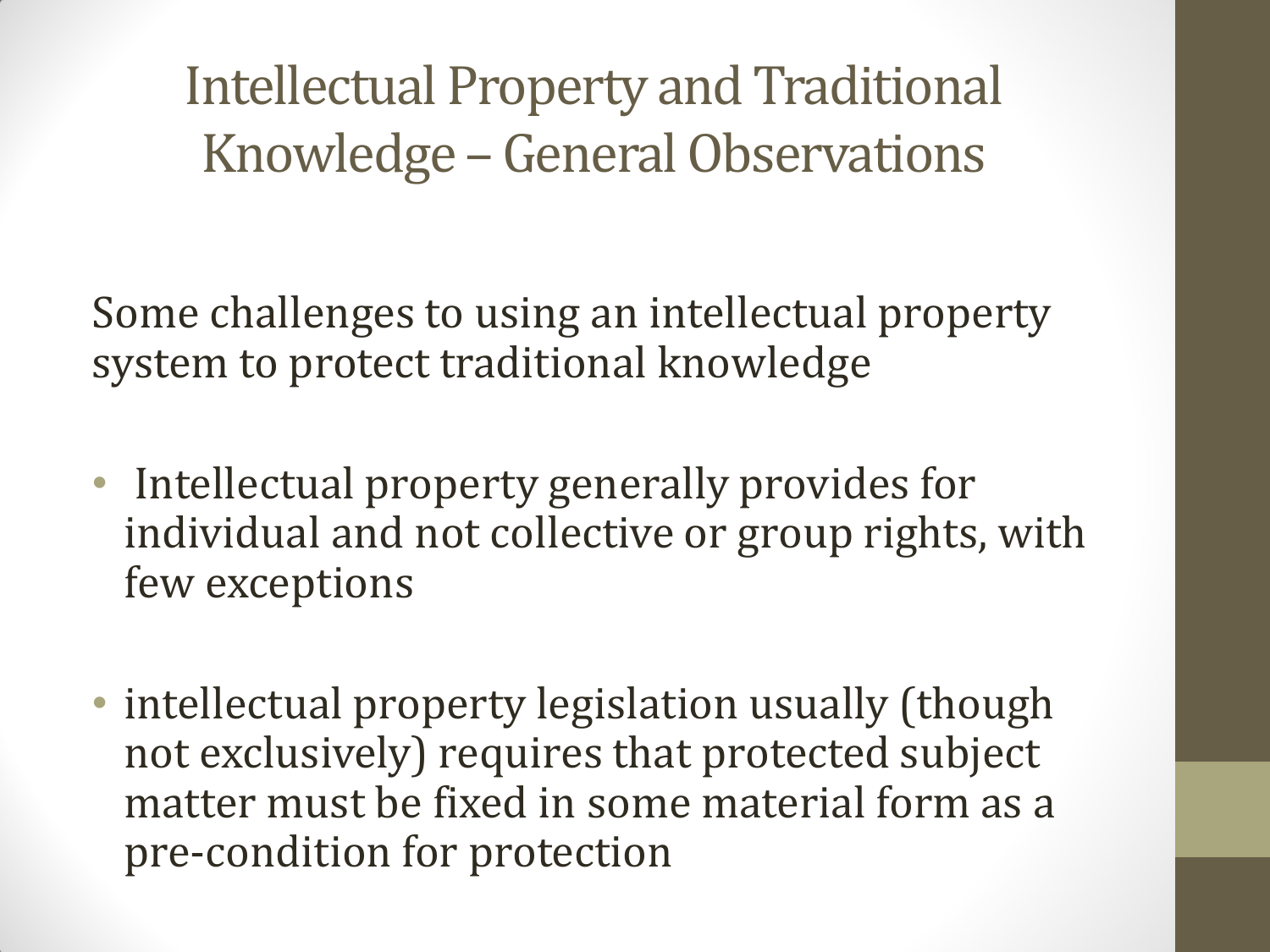# Intellectual Property and Traditional Knowledge – General Observations

Some challenges to using an intellectual property system to protect traditional knowledge

- Intellectual property generally provides for individual and not collective or group rights, with few exceptions
- intellectual property legislation usually (though not exclusively) requires that protected subject matter must be fixed in some material form as a pre-condition for protection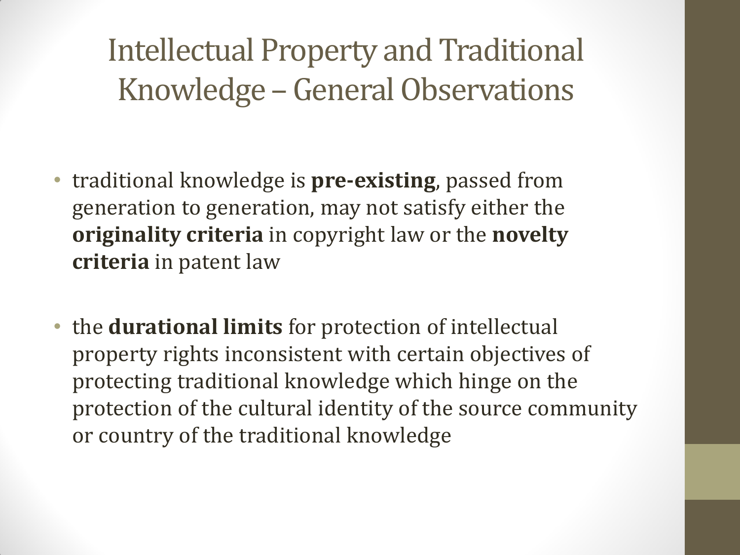# Intellectual Property and Traditional Knowledge – General Observations

- traditional knowledge is **pre-existing**, passed from generation to generation, may not satisfy either the **originality criteria** in copyright law or the **novelty criteria** in patent law
- the **durational limits** for protection of intellectual property rights inconsistent with certain objectives of protecting traditional knowledge which hinge on the protection of the cultural identity of the source community or country of the traditional knowledge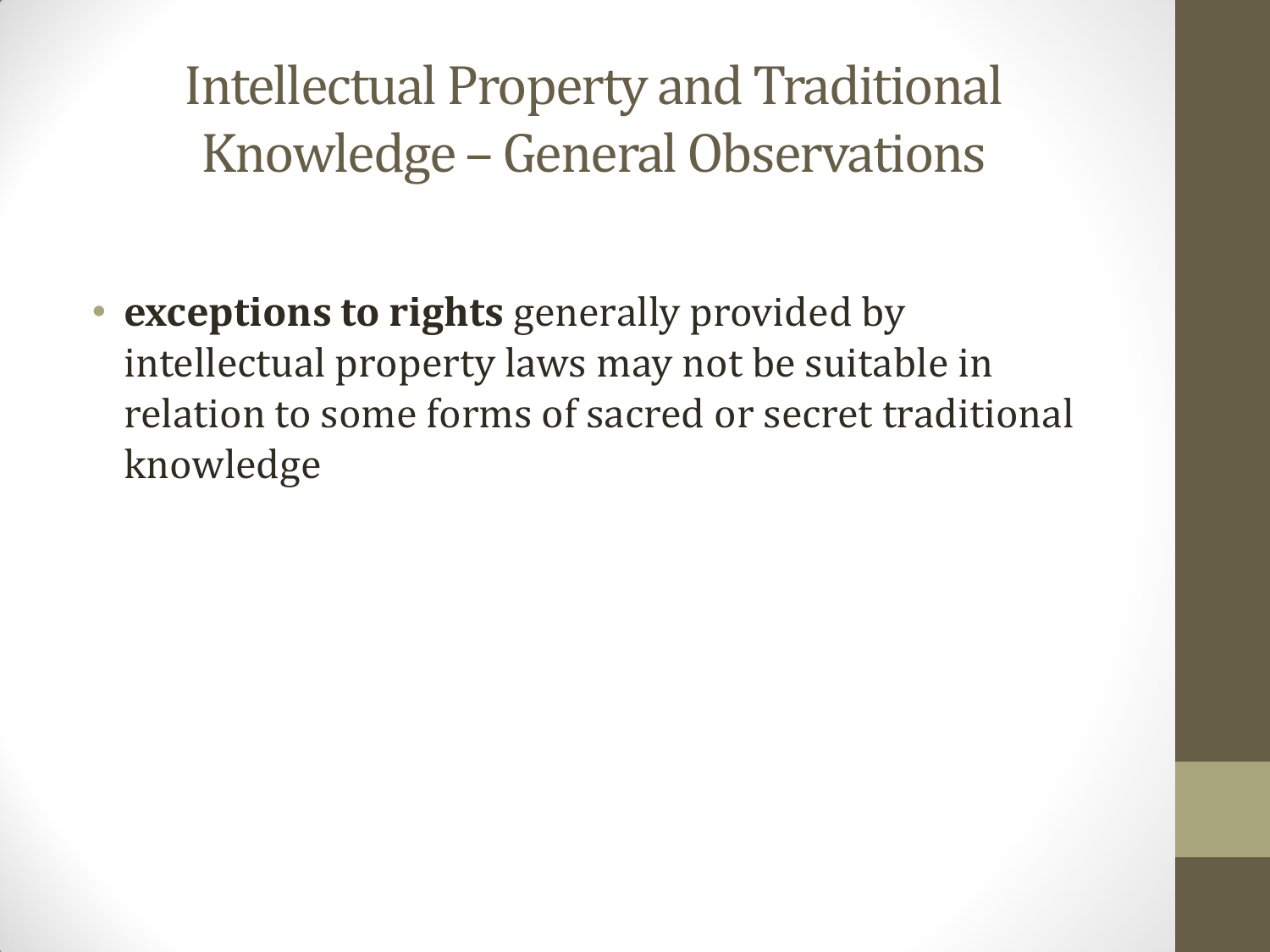# Intellectual Property and Traditional Knowledge – General Observations

- **exceptions to rights** generally provided by intellectual property laws may not be suitable in relation to some forms of sacred or secret traditional knowledge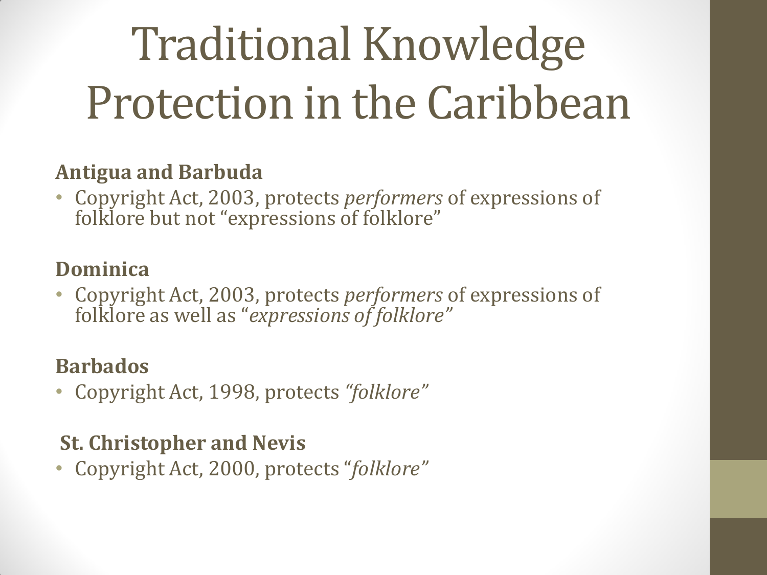# Traditional Knowledge Protection in the Caribbean

**Antigua and Barbuda**

- Copyright Act, 2003, protects *performers* of expressions of folklore but not "expressions of folklore"

**Dominica**

- Copyright Act, 2003, protects *performers* of expressions of folklore as well as "*expressions of folklore"*

**Barbados**

- Copyright Act, 1998, protects *"folklore"*

**St. Christopher and Nevis**

- Copyright Act, 2000, protects "*folklore"*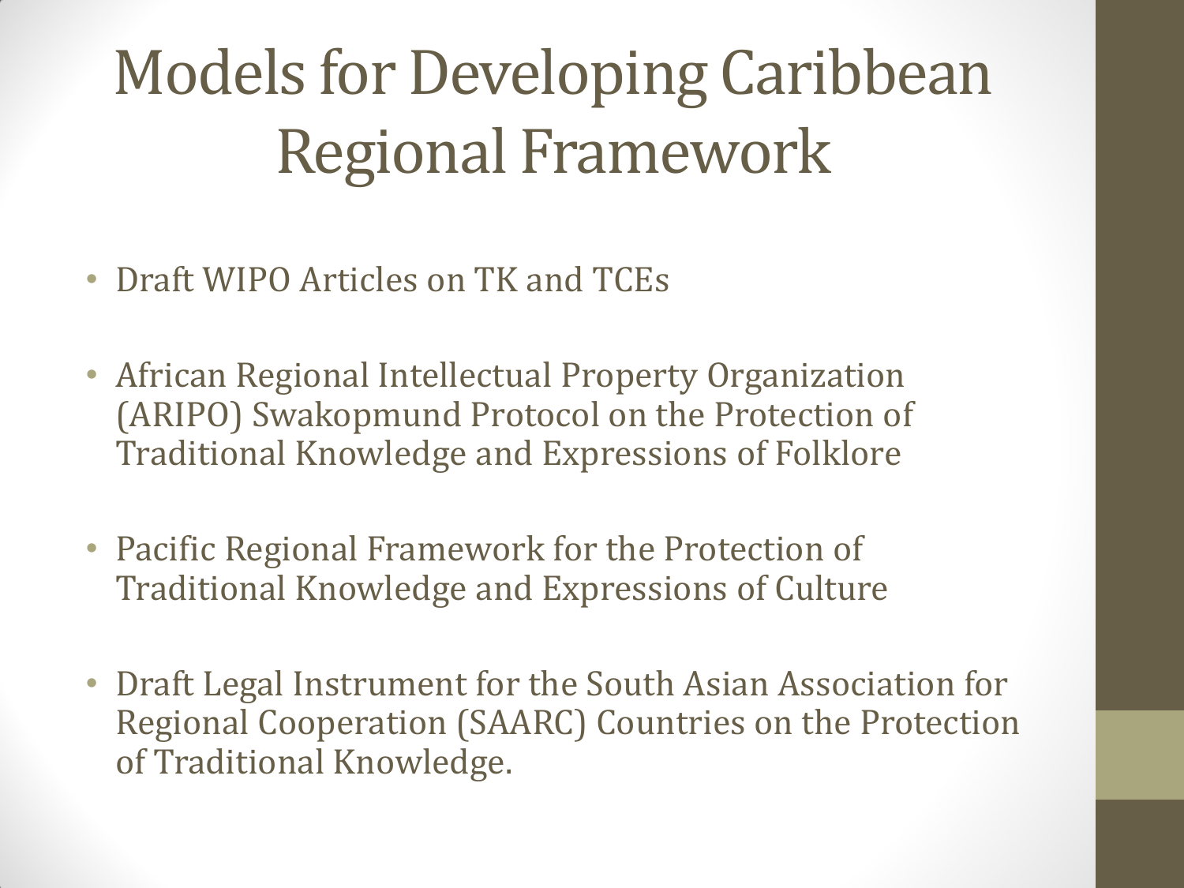# Models for Developing Caribbean Regional Framework

- Draft WIPO Articles on TK and TCEs
- African Regional Intellectual Property Organization (ARIPO) Swakopmund Protocol on the Protection of Traditional Knowledge and Expressions of Folklore
- Pacific Regional Framework for the Protection of Traditional Knowledge and Expressions of Culture
- Draft Legal Instrument for the South Asian Association for Regional Cooperation (SAARC) Countries on the Protection of Traditional Knowledge.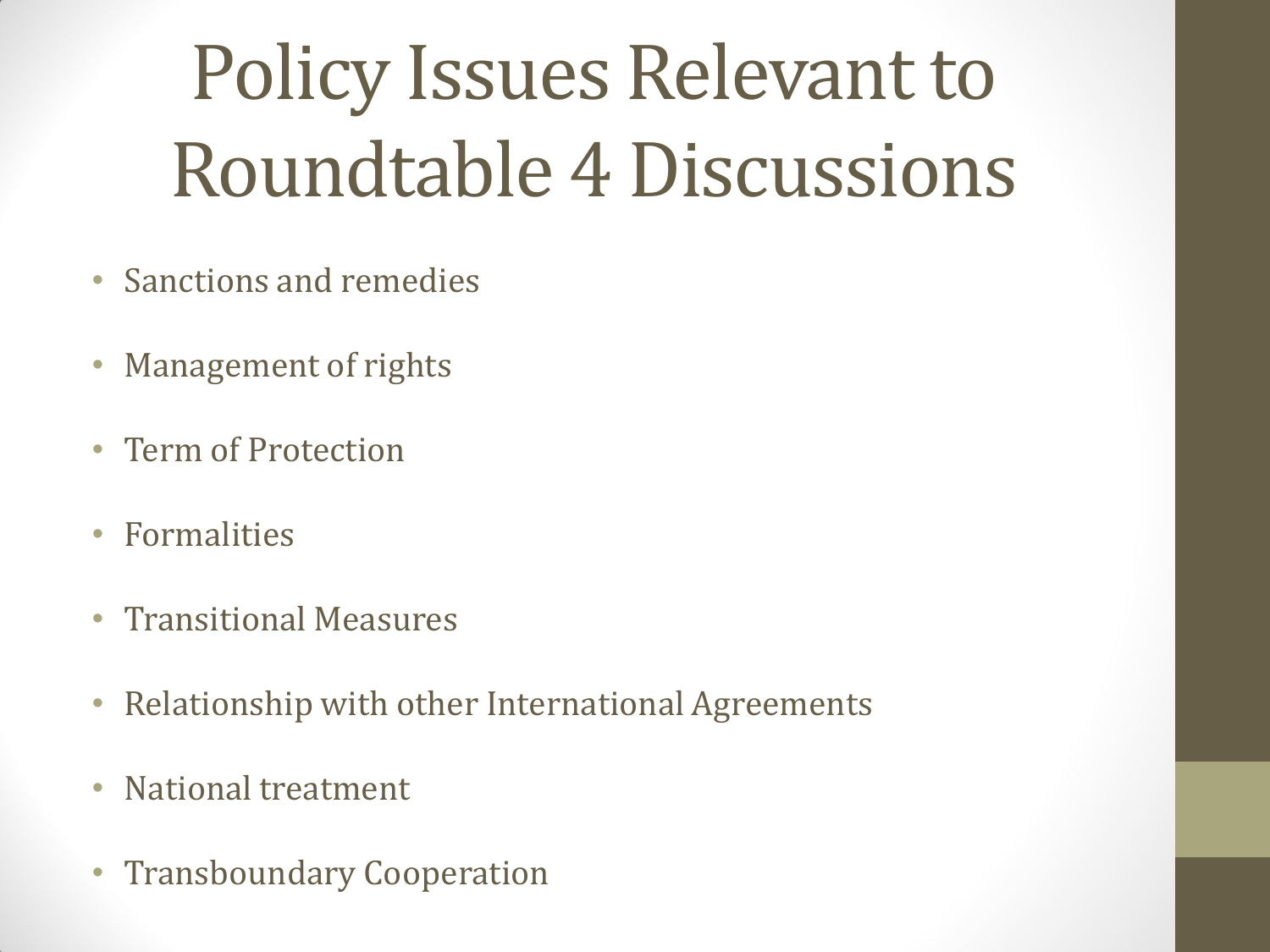# Policy Issues Relevant to Roundtable 4 Discussions

- Sanctions and remedies
- Management of rights
- Term of Protection
- Formalities
- Transitional Measures
- Relationship with other International Agreements
- National treatment
- Transboundary Cooperation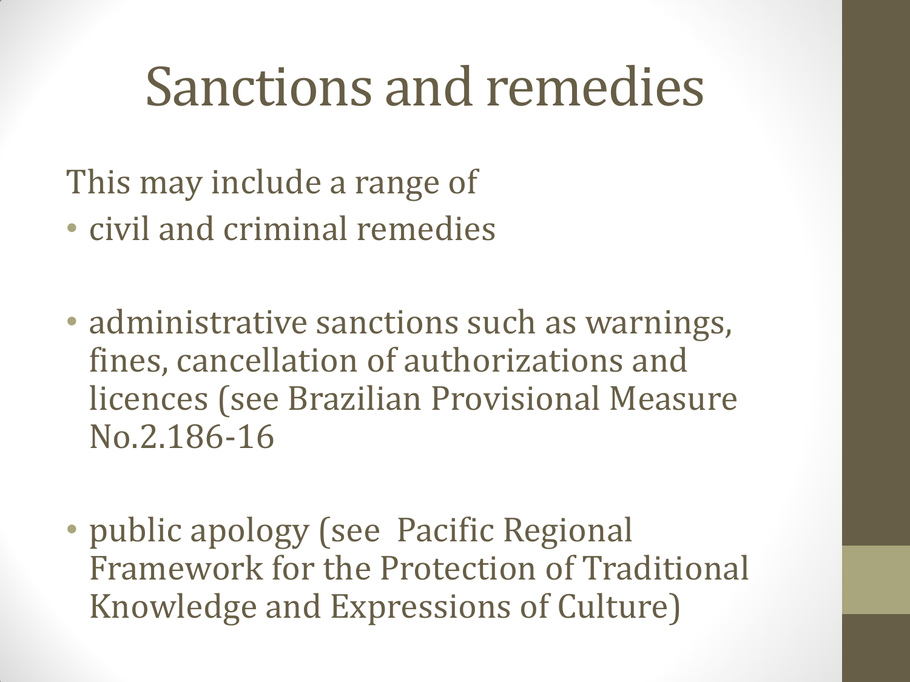# Sanctions and remedies

This may include a range of

- civil and criminal remedies

- administrative sanctions such as warnings, fines, cancellation of authorizations and licences (see Brazilian Provisional Measure No.2.186-16

- public apology (see Pacific Regional Framework for the Protection of Traditional Knowledge and Expressions of Culture)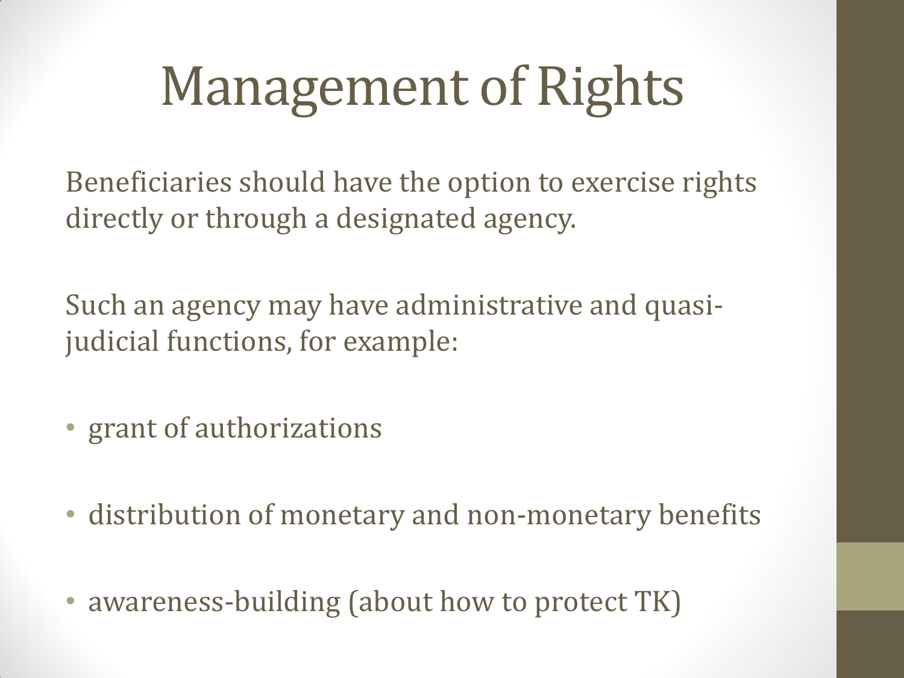# Management of Rights

Beneficiaries should have the option to exercise rights directly or through a designated agency.

Such an agency may have administrative and quasi-judicial functions, for example:

- grant of authorizations
- distribution of monetary and non-monetary benefits
- awareness-building (about how to protect TK)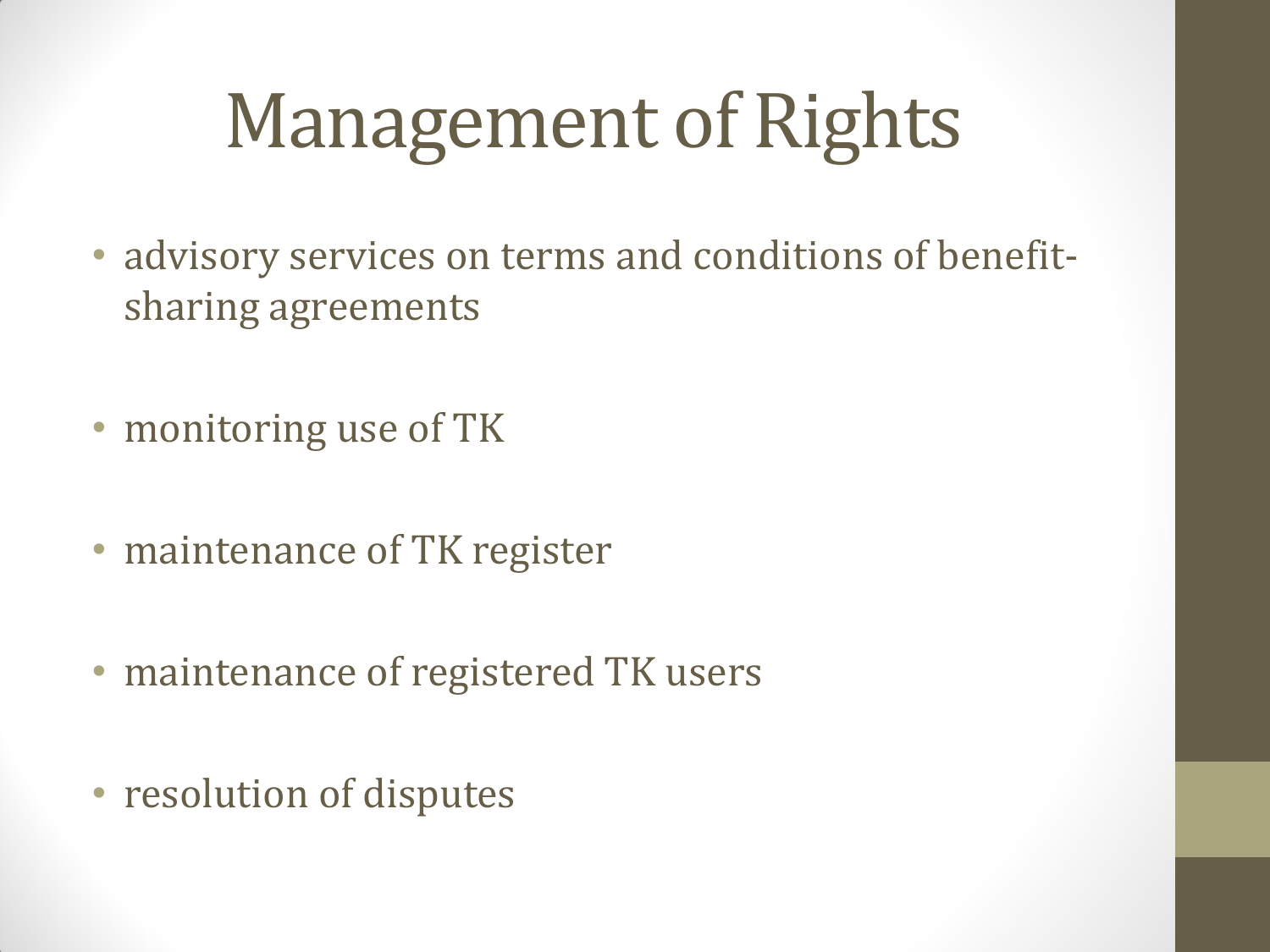# Management of Rights

- advisory services on terms and conditions of benefit-sharing agreements
- monitoring use of TK
- maintenance of TK register
- maintenance of registered TK users
- resolution of disputes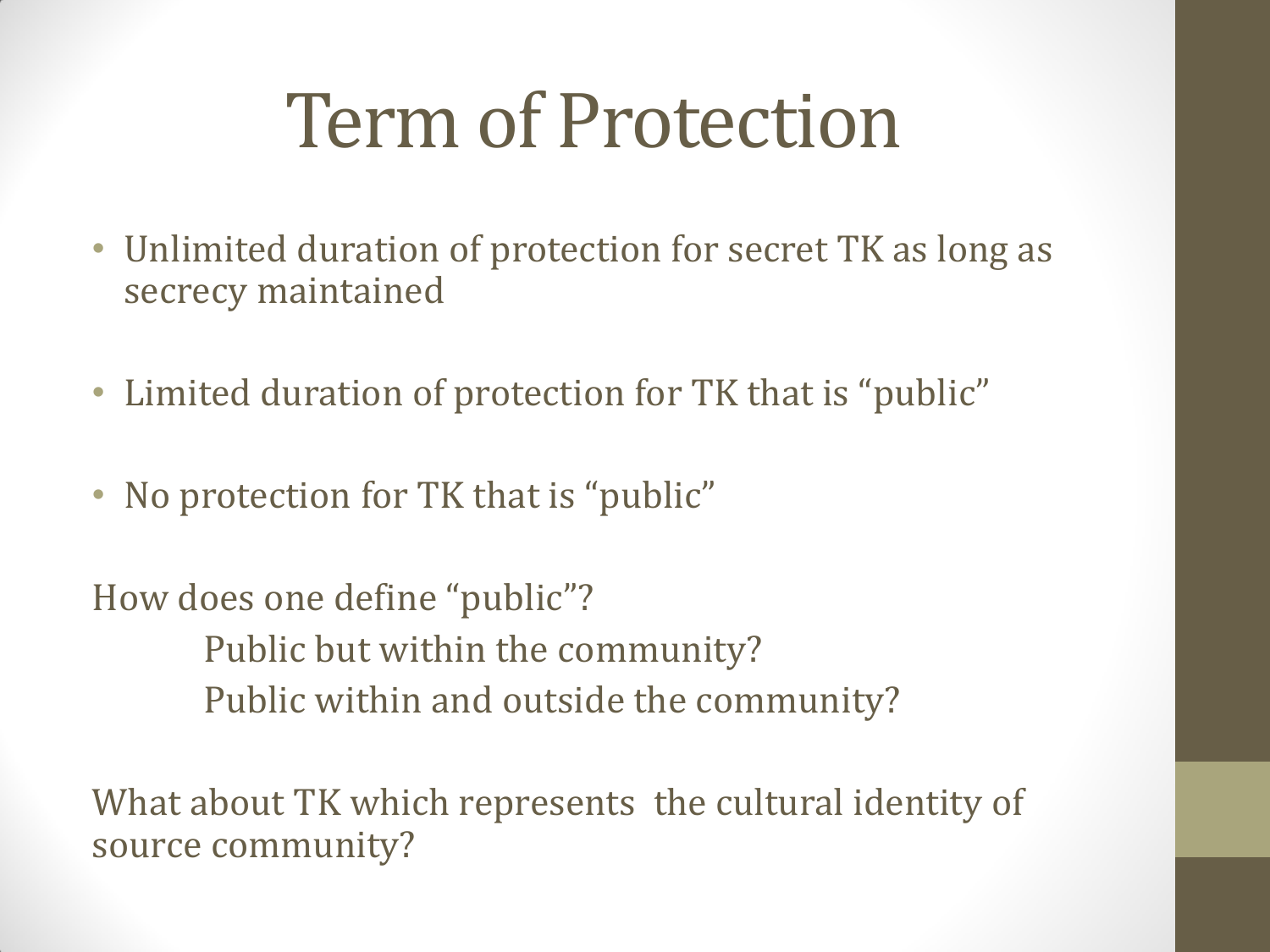# Term of Protection

- Unlimited duration of protection for secret TK as long as secrecy maintained
- Limited duration of protection for TK that is “public”
- No protection for TK that is “public”

How does one define “public”?

Public but within the community?

Public within and outside the community?

What about TK which represents the cultural identity of source community?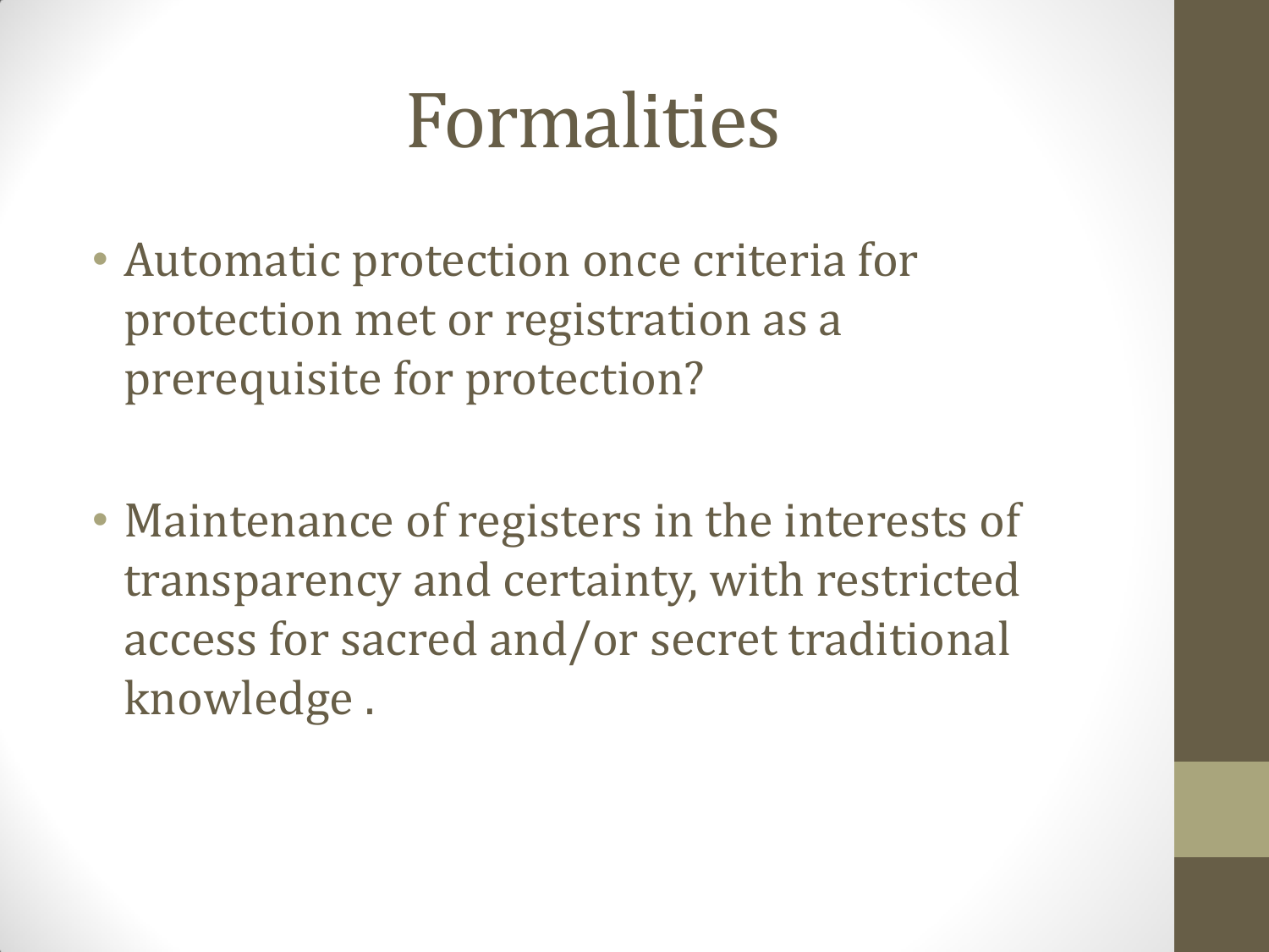# Formalities

- Automatic protection once criteria for protection met or registration as a prerequisite for protection?

- Maintenance of registers in the interests of transparency and certainty, with restricted access for sacred and/or secret traditional knowledge .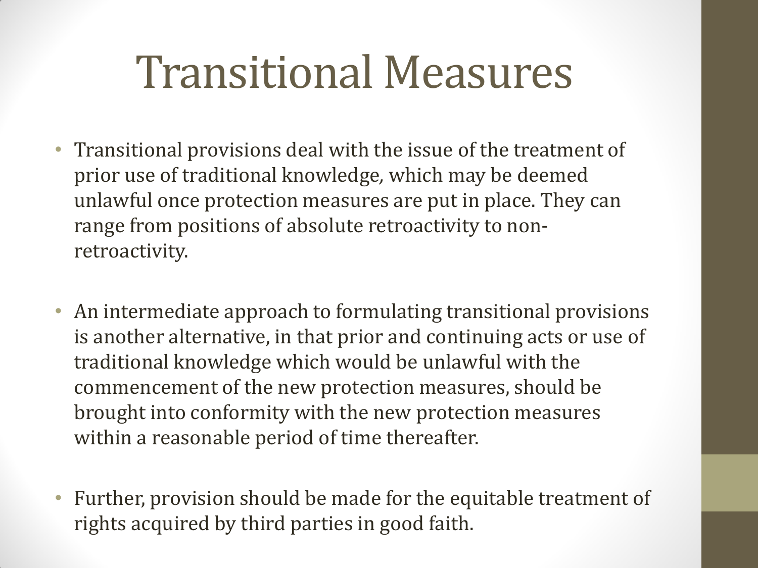# Transitional Measures

- Transitional provisions deal with the issue of the treatment of prior use of traditional knowledge, which may be deemed unlawful once protection measures are put in place. They can range from positions of absolute retroactivity to non-retroactivity.

- An intermediate approach to formulating transitional provisions is another alternative, in that prior and continuing acts or use of traditional knowledge which would be unlawful with the commencement of the new protection measures, should be brought into conformity with the new protection measures within a reasonable period of time thereafter.

- Further, provision should be made for the equitable treatment of rights acquired by third parties in good faith.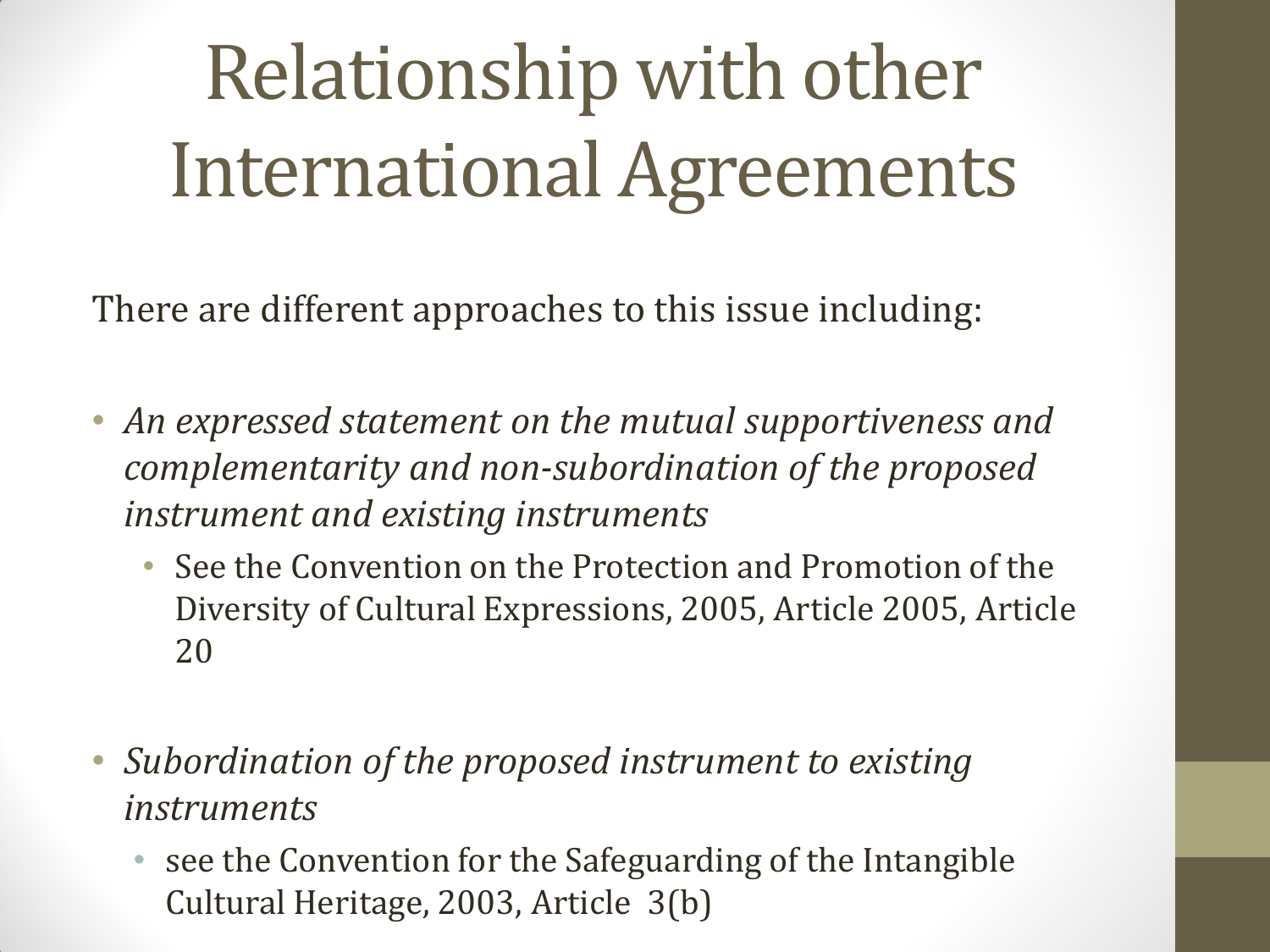# Relationship with other International Agreements

There are different approaches to this issue including:

- *An expressed statement on the mutual supportiveness and complementarity and non-subordination of the proposed instrument and existing instruments*
  - See the Convention on the Protection and Promotion of the Diversity of Cultural Expressions, 2005, Article 2005, Article 20
- *Subordination of the proposed instrument to existing instruments*
  - see the Convention for the Safeguarding of the Intangible Cultural Heritage, 2003, Article 3(b)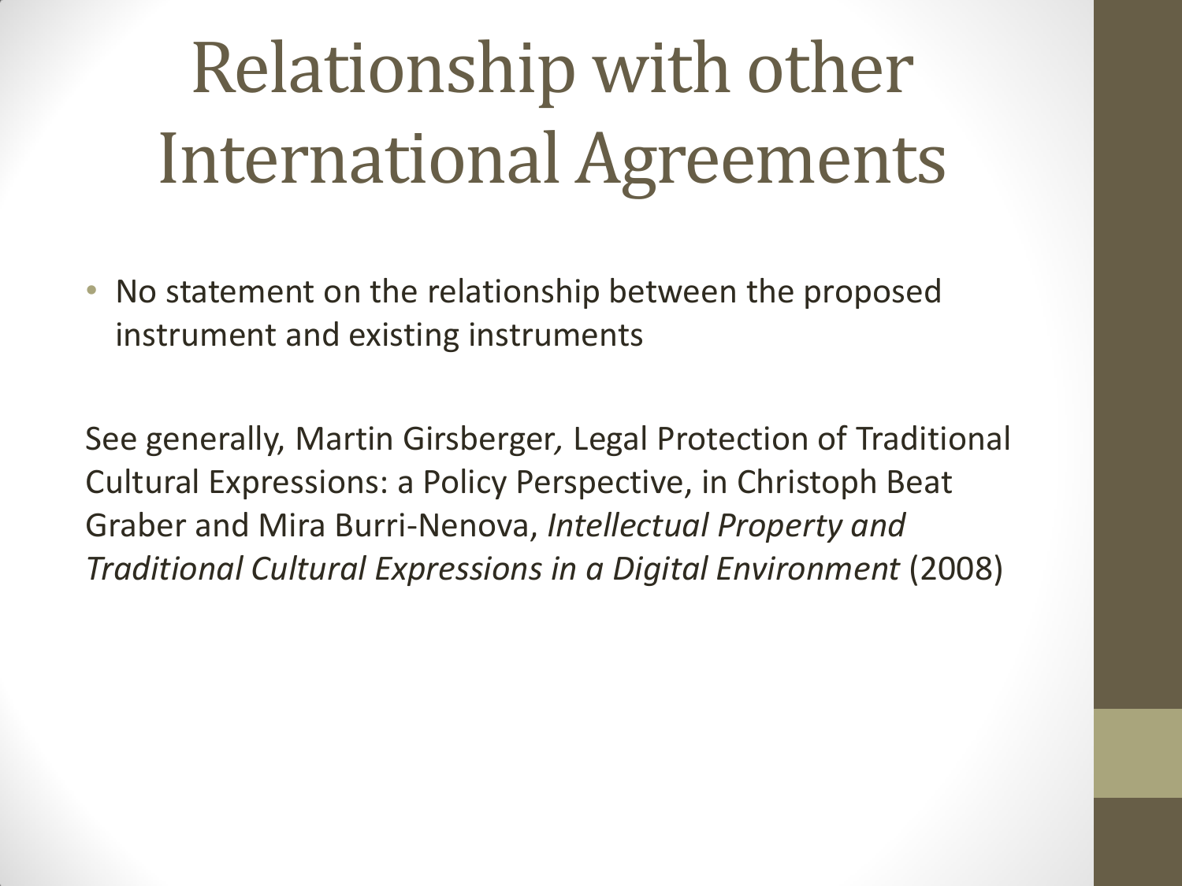# Relationship with other International Agreements

- No statement on the relationship between the proposed instrument and existing instruments

See generally, Martin Girsberger, Legal Protection of Traditional Cultural Expressions: a Policy Perspective, in Christoph Beat Graber and Mira Burri-Nenova, *Intellectual Property and Traditional Cultural Expressions in a Digital Environment* (2008)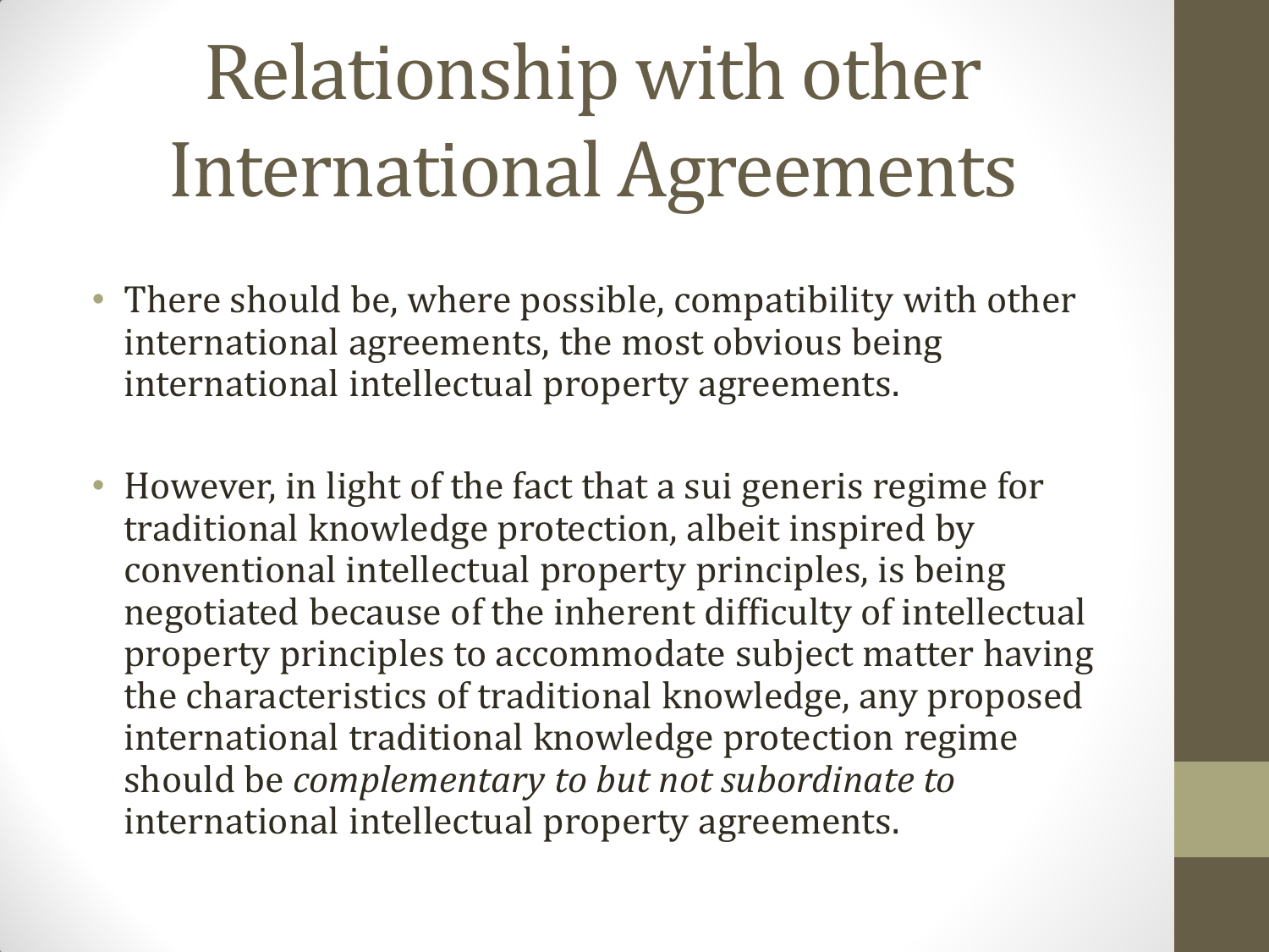# Relationship with other International Agreements

- There should be, where possible, compatibility with other international agreements, the most obvious being international intellectual property agreements.

- However, in light of the fact that a sui generis regime for traditional knowledge protection, albeit inspired by conventional intellectual property principles, is being negotiated because of the inherent difficulty of intellectual property principles to accommodate subject matter having the characteristics of traditional knowledge, any proposed international traditional knowledge protection regime should be *complementary to but not subordinate to* international intellectual property agreements.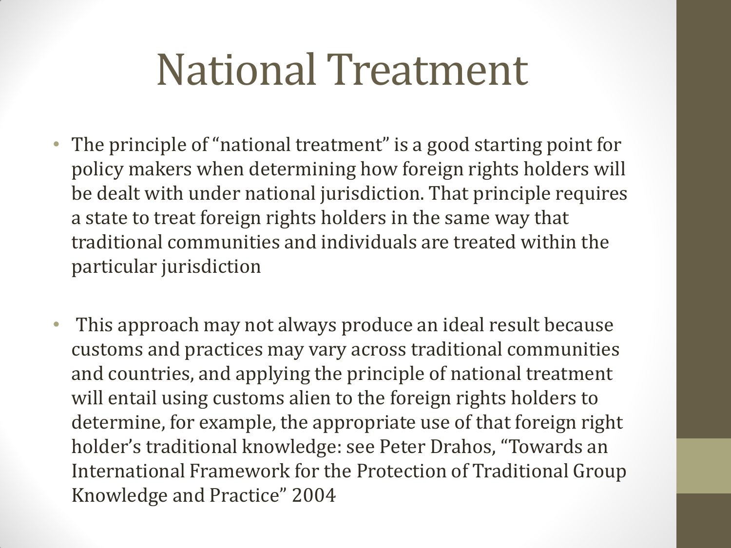# National Treatment

- The principle of "national treatment" is a good starting point for policy makers when determining how foreign rights holders will be dealt with under national jurisdiction. That principle requires a state to treat foreign rights holders in the same way that traditional communities and individuals are treated within the particular jurisdiction

- This approach may not always produce an ideal result because customs and practices may vary across traditional communities and countries, and applying the principle of national treatment will entail using customs alien to the foreign rights holders to determine, for example, the appropriate use of that foreign right holder's traditional knowledge: see Peter Drahos, "Towards an International Framework for the Protection of Traditional Group Knowledge and Practice" 2004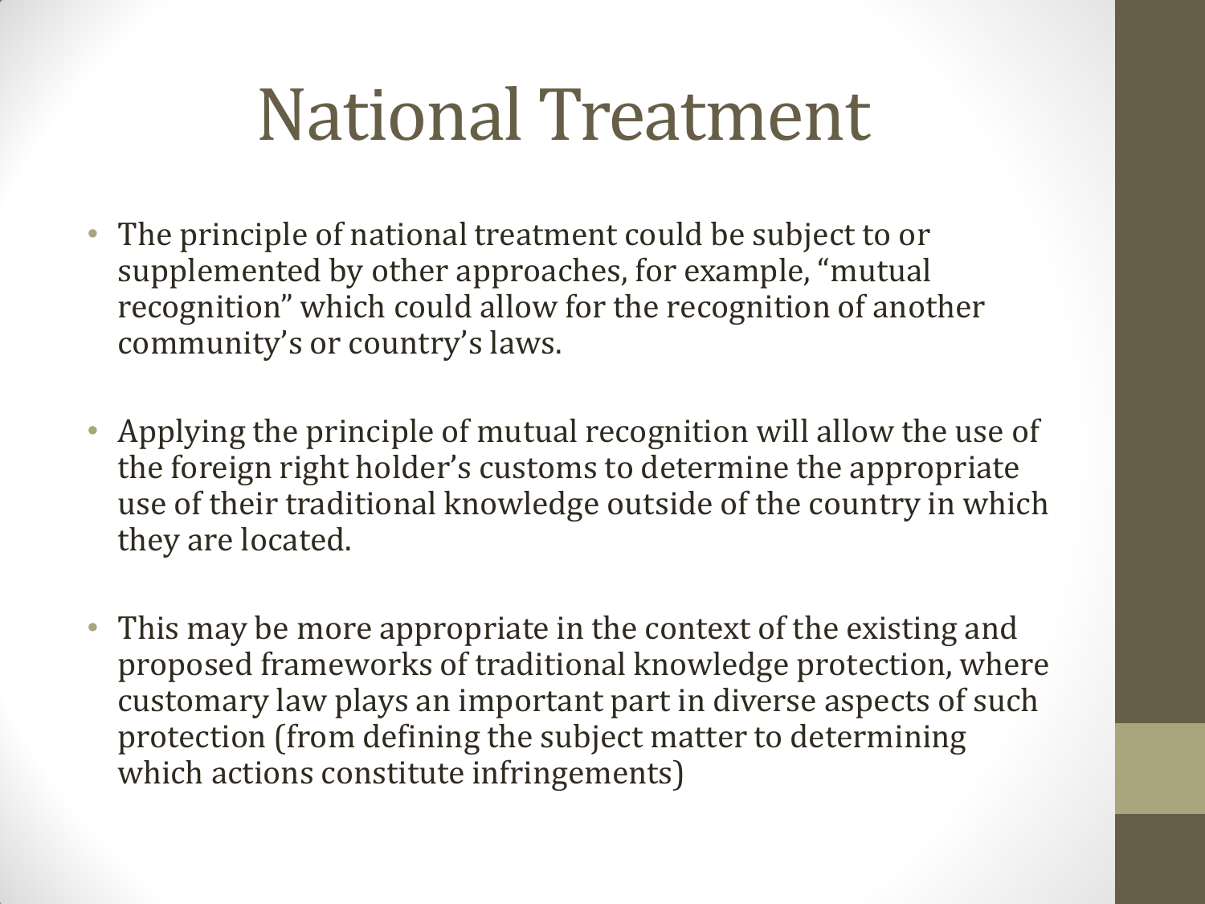# National Treatment

- The principle of national treatment could be subject to or supplemented by other approaches, for example, "mutual recognition" which could allow for the recognition of another community's or country's laws.
- Applying the principle of mutual recognition will allow the use of the foreign right holder's customs to determine the appropriate use of their traditional knowledge outside of the country in which they are located.
- This may be more appropriate in the context of the existing and proposed frameworks of traditional knowledge protection, where customary law plays an important part in diverse aspects of such protection (from defining the subject matter to determining which actions constitute infringements)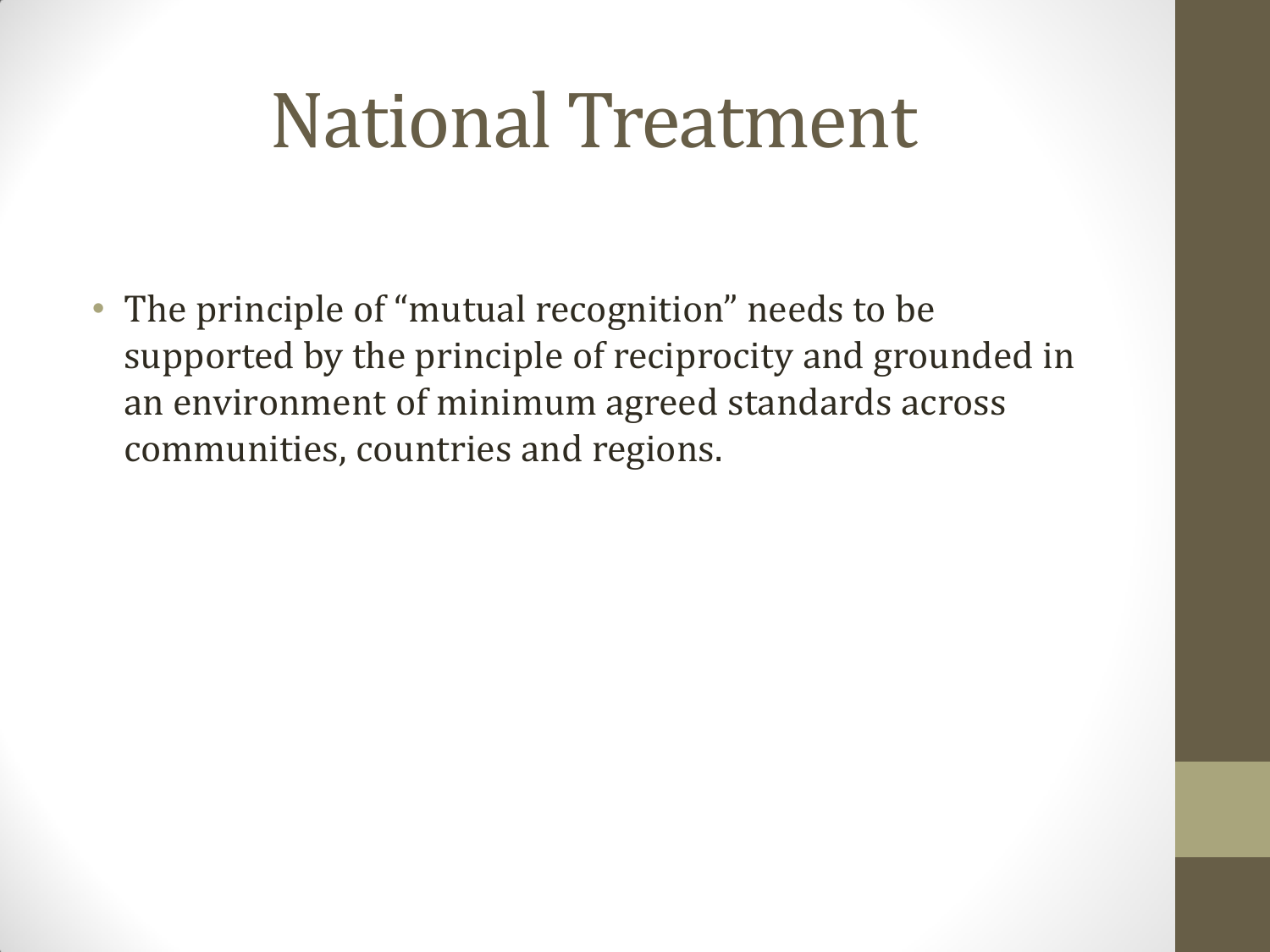# National Treatment

- The principle of "mutual recognition" needs to be supported by the principle of reciprocity and grounded in an environment of minimum agreed standards across communities, countries and regions.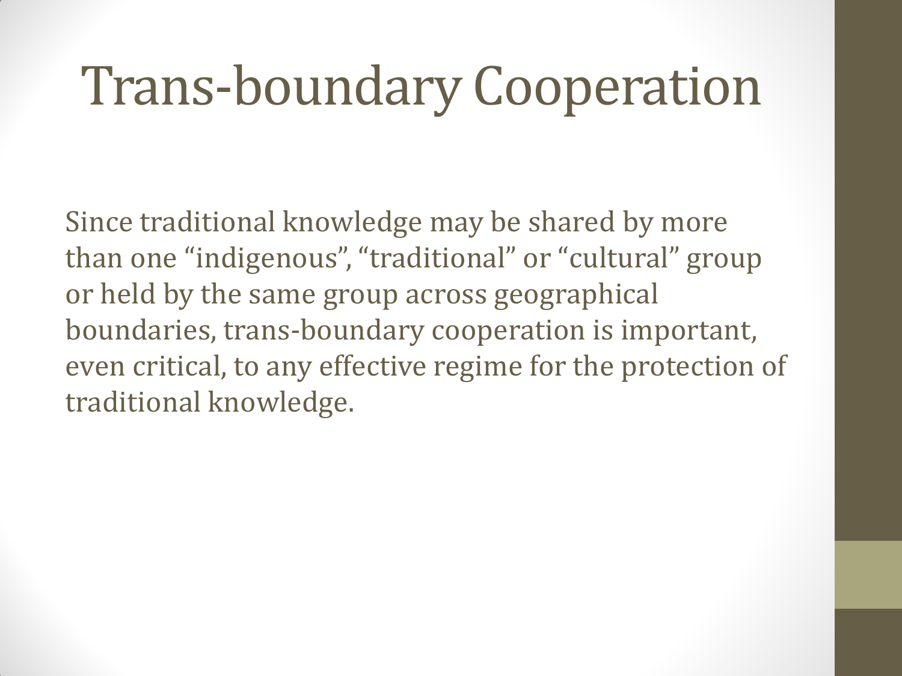# Trans-boundary Cooperation

Since traditional knowledge may be shared by more than one "indigenous", "traditional" or "cultural" group or held by the same group across geographical boundaries, trans-boundary cooperation is important, even critical, to any effective regime for the protection of traditional knowledge.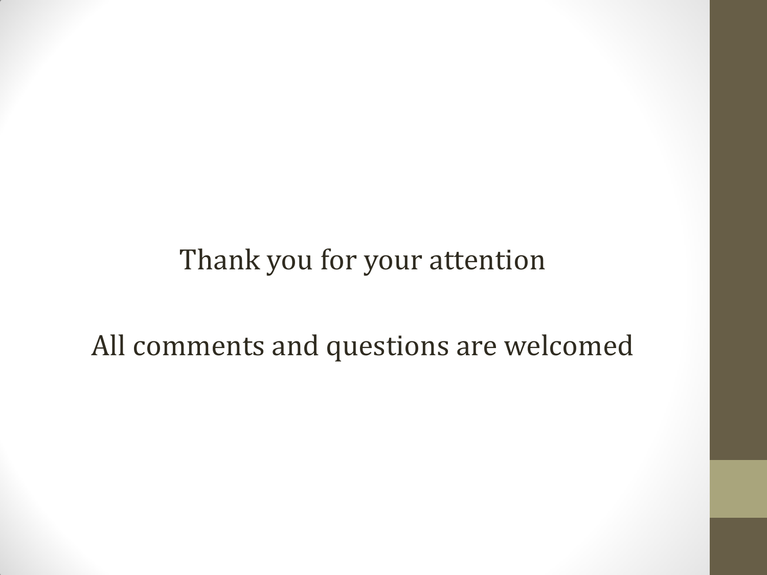Thank you for your attention

All comments and questions are welcomed